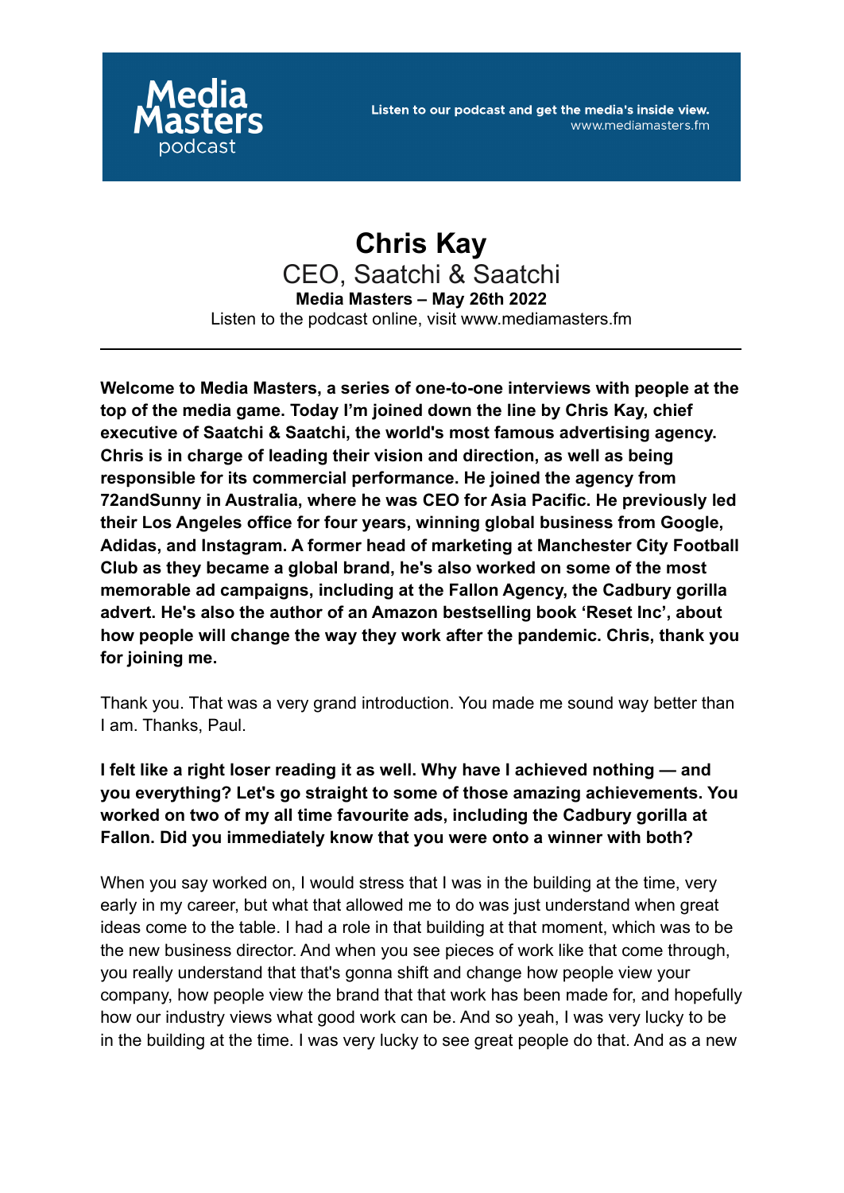Media Masters podcast

Listen to our podcast and get the media's inside view.
www.mediamasters.fm

# Chris Kay

## CEO, Saatchi & Saatchi

**Media Masters – May 26th 2022**

Listen to the podcast online, visit www.mediamasters.fm

---

**Welcome to Media Masters, a series of one-to-one interviews with people at the top of the media game. Today I'm joined down the line by Chris Kay, chief executive of Saatchi & Saatchi, the world's most famous advertising agency. Chris is in charge of leading their vision and direction, as well as being responsible for its commercial performance. He joined the agency from 72andSunny in Australia, where he was CEO for Asia Pacific. He previously led their Los Angeles office for four years, winning global business from Google, Adidas, and Instagram. A former head of marketing at Manchester City Football Club as they became a global brand, he's also worked on some of the most memorable ad campaigns, including at the Fallon Agency, the Cadbury gorilla advert. He's also the author of an Amazon bestselling book 'Reset Inc', about how people will change the way they work after the pandemic. Chris, thank you for joining me.**

Thank you. That was a very grand introduction. You made me sound way better than I am. Thanks, Paul.

**I felt like a right loser reading it as well. Why have I achieved nothing — and you everything? Let's go straight to some of those amazing achievements. You worked on two of my all time favourite ads, including the Cadbury gorilla at Fallon. Did you immediately know that you were onto a winner with both?**

When you say worked on, I would stress that I was in the building at the time, very early in my career, but what that allowed me to do was just understand when great ideas come to the table. I had a role in that building at that moment, which was to be the new business director. And when you see pieces of work like that come through, you really understand that that's gonna shift and change how people view your company, how people view the brand that that work has been made for, and hopefully how our industry views what good work can be. And so yeah, I was very lucky to be in the building at the time. I was very lucky to see great people do that. And as a new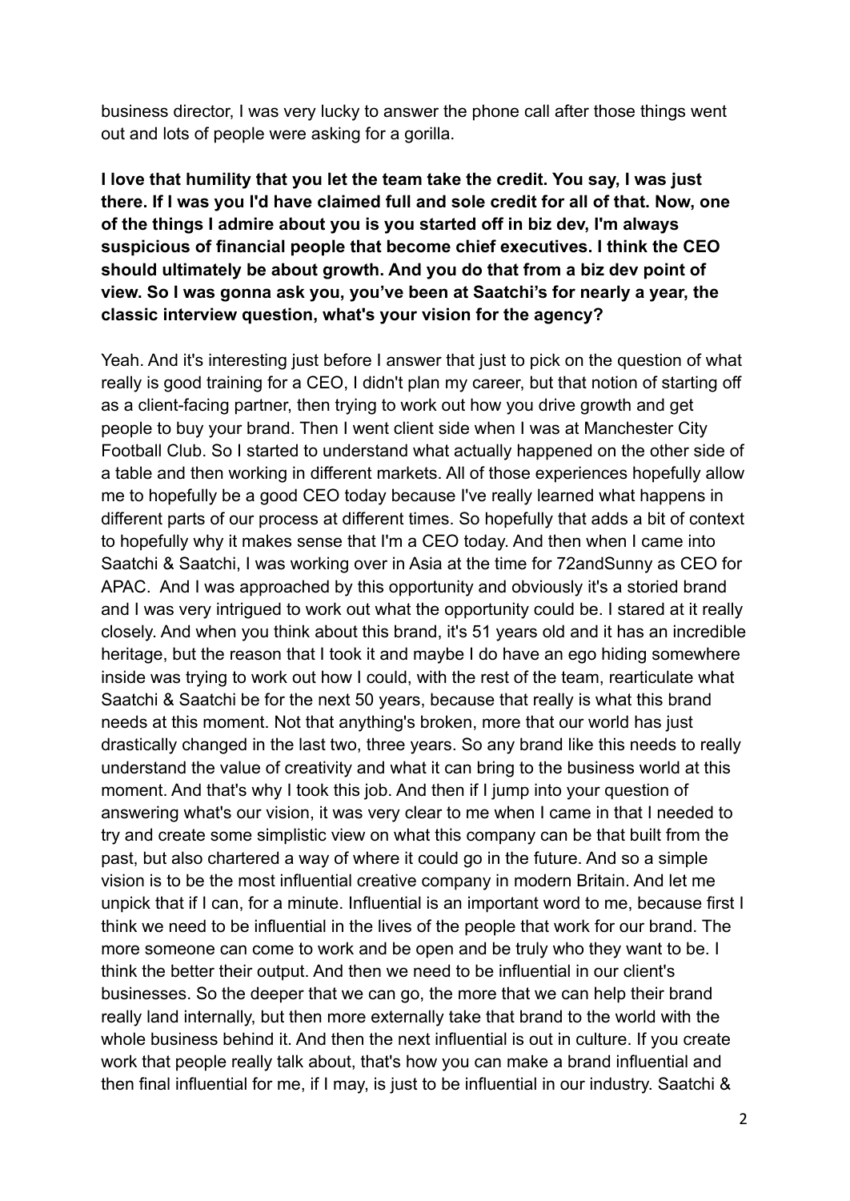business director, I was very lucky to answer the phone call after those things went out and lots of people were asking for a gorilla.

**I love that humility that you let the team take the credit. You say, I was just there. If I was you I'd have claimed full and sole credit for all of that. Now, one of the things I admire about you is you started off in biz dev, I'm always suspicious of financial people that become chief executives. I think the CEO should ultimately be about growth. And you do that from a biz dev point of view. So I was gonna ask you, you've been at Saatchi's for nearly a year, the classic interview question, what's your vision for the agency?**

Yeah. And it's interesting just before I answer that just to pick on the question of what really is good training for a CEO, I didn't plan my career, but that notion of starting off as a client-facing partner, then trying to work out how you drive growth and get people to buy your brand. Then I went client side when I was at Manchester City Football Club. So I started to understand what actually happened on the other side of a table and then working in different markets. All of those experiences hopefully allow me to hopefully be a good CEO today because I've really learned what happens in different parts of our process at different times. So hopefully that adds a bit of context to hopefully why it makes sense that I'm a CEO today. And then when I came into Saatchi & Saatchi, I was working over in Asia at the time for 72andSunny as CEO for APAC. And I was approached by this opportunity and obviously it's a storied brand and I was very intrigued to work out what the opportunity could be. I stared at it really closely. And when you think about this brand, it's 51 years old and it has an incredible heritage, but the reason that I took it and maybe I do have an ego hiding somewhere inside was trying to work out how I could, with the rest of the team, rearticulate what Saatchi & Saatchi be for the next 50 years, because that really is what this brand needs at this moment. Not that anything's broken, more that our world has just drastically changed in the last two, three years. So any brand like this needs to really understand the value of creativity and what it can bring to the business world at this moment. And that's why I took this job. And then if I jump into your question of answering what's our vision, it was very clear to me when I came in that I needed to try and create some simplistic view on what this company can be that built from the past, but also chartered a way of where it could go in the future. And so a simple vision is to be the most influential creative company in modern Britain. And let me unpick that if I can, for a minute. Influential is an important word to me, because first I think we need to be influential in the lives of the people that work for our brand. The more someone can come to work and be open and be truly who they want to be. I think the better their output. And then we need to be influential in our client's businesses. So the deeper that we can go, the more that we can help their brand really land internally, but then more externally take that brand to the world with the whole business behind it. And then the next influential is out in culture. If you create work that people really talk about, that's how you can make a brand influential and then final influential for me, if I may, is just to be influential in our industry. Saatchi &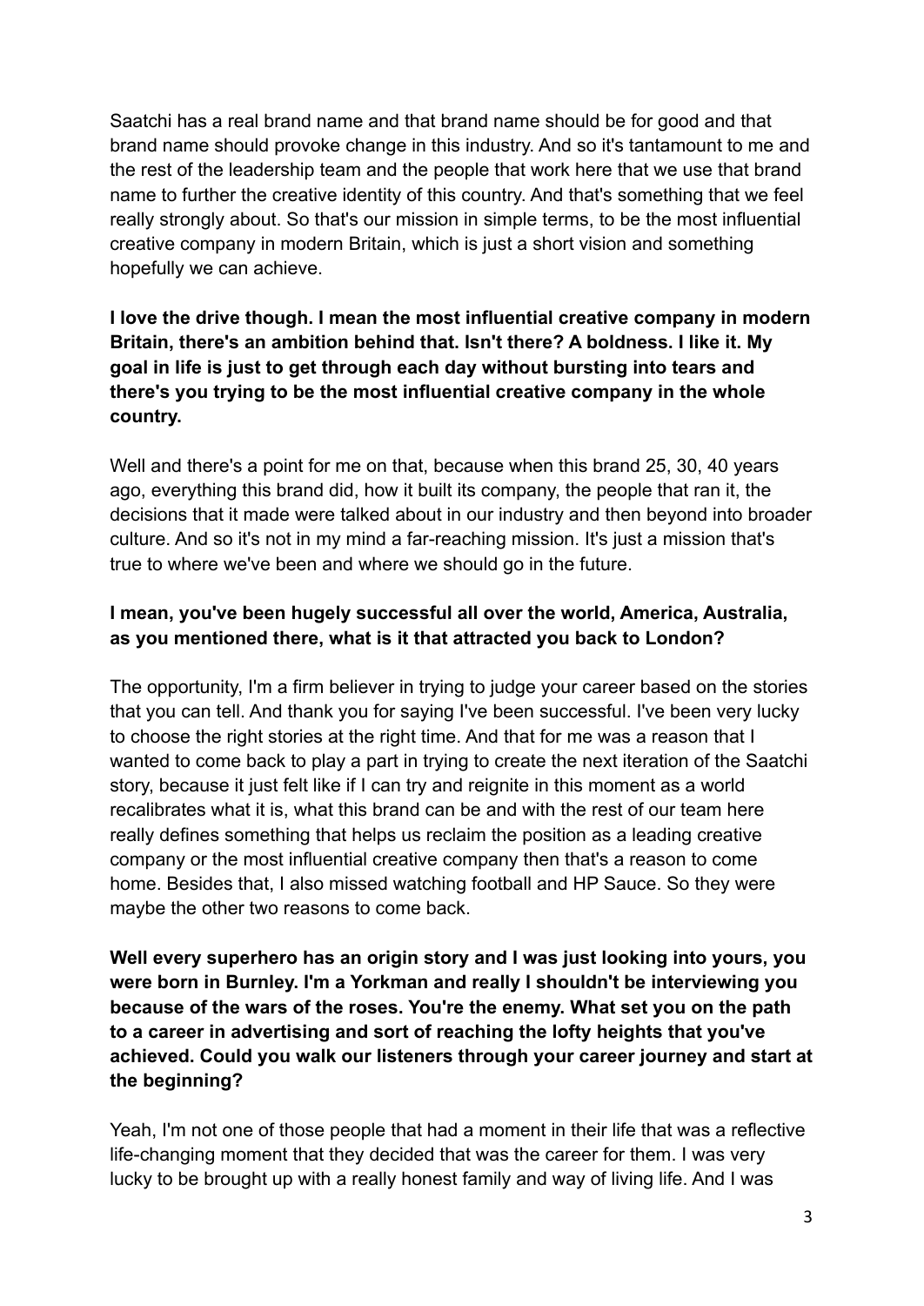Saatchi has a real brand name and that brand name should be for good and that brand name should provoke change in this industry. And so it's tantamount to me and the rest of the leadership team and the people that work here that we use that brand name to further the creative identity of this country. And that's something that we feel really strongly about. So that's our mission in simple terms, to be the most influential creative company in modern Britain, which is just a short vision and something hopefully we can achieve.

**I love the drive though. I mean the most influential creative company in modern Britain, there's an ambition behind that. Isn't there? A boldness. I like it. My goal in life is just to get through each day without bursting into tears and there's you trying to be the most influential creative company in the whole country.**

Well and there's a point for me on that, because when this brand 25, 30, 40 years ago, everything this brand did, how it built its company, the people that ran it, the decisions that it made were talked about in our industry and then beyond into broader culture. And so it's not in my mind a far-reaching mission. It's just a mission that's true to where we've been and where we should go in the future.

**I mean, you've been hugely successful all over the world, America, Australia, as you mentioned there, what is it that attracted you back to London?**

The opportunity, I'm a firm believer in trying to judge your career based on the stories that you can tell. And thank you for saying I've been successful. I've been very lucky to choose the right stories at the right time. And that for me was a reason that I wanted to come back to play a part in trying to create the next iteration of the Saatchi story, because it just felt like if I can try and reignite in this moment as a world recalibrates what it is, what this brand can be and with the rest of our team here really defines something that helps us reclaim the position as a leading creative company or the most influential creative company then that's a reason to come home. Besides that, I also missed watching football and HP Sauce. So they were maybe the other two reasons to come back.

**Well every superhero has an origin story and I was just looking into yours, you were born in Burnley. I'm a Yorkman and really I shouldn't be interviewing you because of the wars of the roses. You're the enemy. What set you on the path to a career in advertising and sort of reaching the lofty heights that you've achieved. Could you walk our listeners through your career journey and start at the beginning?**

Yeah, I'm not one of those people that had a moment in their life that was a reflective life-changing moment that they decided that was the career for them. I was very lucky to be brought up with a really honest family and way of living life. And I was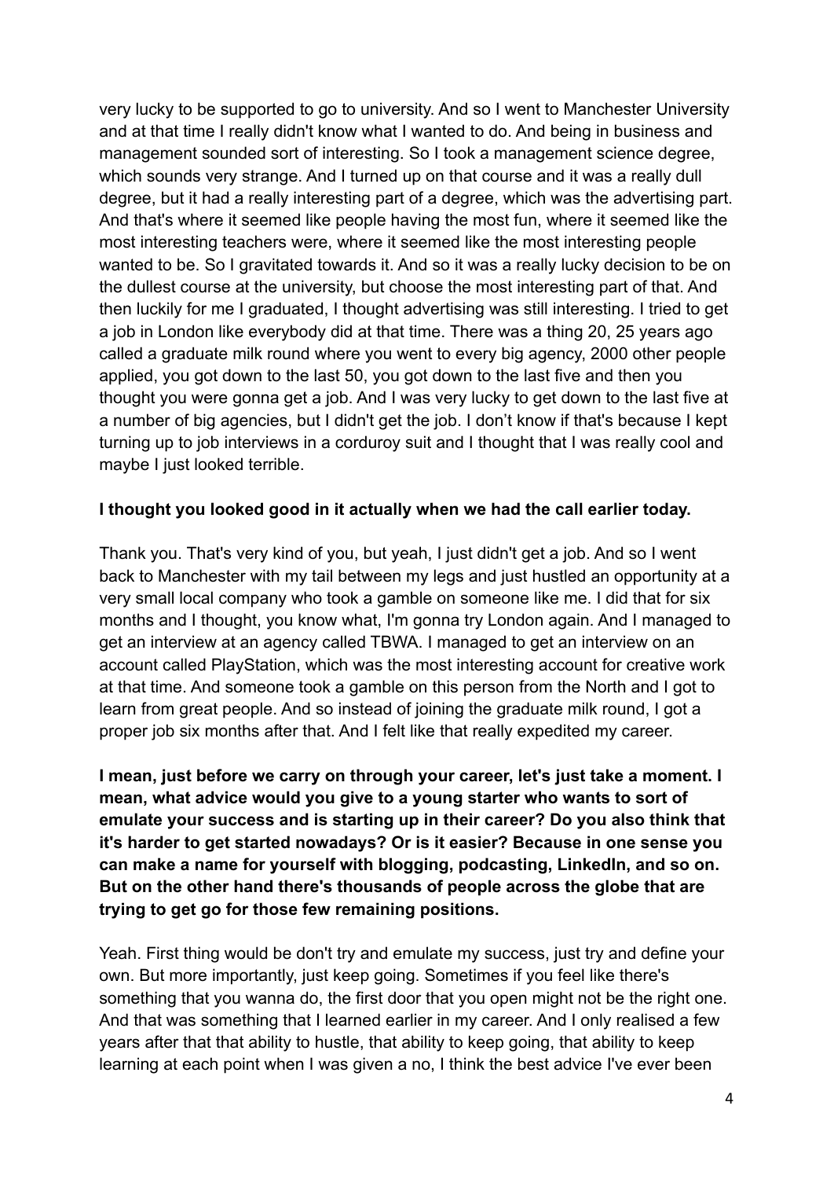very lucky to be supported to go to university. And so I went to Manchester University and at that time I really didn't know what I wanted to do. And being in business and management sounded sort of interesting. So I took a management science degree, which sounds very strange. And I turned up on that course and it was a really dull degree, but it had a really interesting part of a degree, which was the advertising part. And that's where it seemed like people having the most fun, where it seemed like the most interesting teachers were, where it seemed like the most interesting people wanted to be. So I gravitated towards it. And so it was a really lucky decision to be on the dullest course at the university, but choose the most interesting part of that. And then luckily for me I graduated, I thought advertising was still interesting. I tried to get a job in London like everybody did at that time. There was a thing 20, 25 years ago called a graduate milk round where you went to every big agency, 2000 other people applied, you got down to the last 50, you got down to the last five and then you thought you were gonna get a job. And I was very lucky to get down to the last five at a number of big agencies, but I didn't get the job. I don't know if that's because I kept turning up to job interviews in a corduroy suit and I thought that I was really cool and maybe I just looked terrible.

**I thought you looked good in it actually when we had the call earlier today.**

Thank you. That's very kind of you, but yeah, I just didn't get a job. And so I went back to Manchester with my tail between my legs and just hustled an opportunity at a very small local company who took a gamble on someone like me. I did that for six months and I thought, you know what, I'm gonna try London again. And I managed to get an interview at an agency called TBWA. I managed to get an interview on an account called PlayStation, which was the most interesting account for creative work at that time. And someone took a gamble on this person from the North and I got to learn from great people. And so instead of joining the graduate milk round, I got a proper job six months after that. And I felt like that really expedited my career.

**I mean, just before we carry on through your career, let's just take a moment. I mean, what advice would you give to a young starter who wants to sort of emulate your success and is starting up in their career? Do you also think that it's harder to get started nowadays? Or is it easier? Because in one sense you can make a name for yourself with blogging, podcasting, LinkedIn, and so on. But on the other hand there's thousands of people across the globe that are trying to get go for those few remaining positions.**

Yeah. First thing would be don't try and emulate my success, just try and define your own. But more importantly, just keep going. Sometimes if you feel like there's something that you wanna do, the first door that you open might not be the right one. And that was something that I learned earlier in my career. And I only realised a few years after that that ability to hustle, that ability to keep going, that ability to keep learning at each point when I was given a no, I think the best advice I've ever been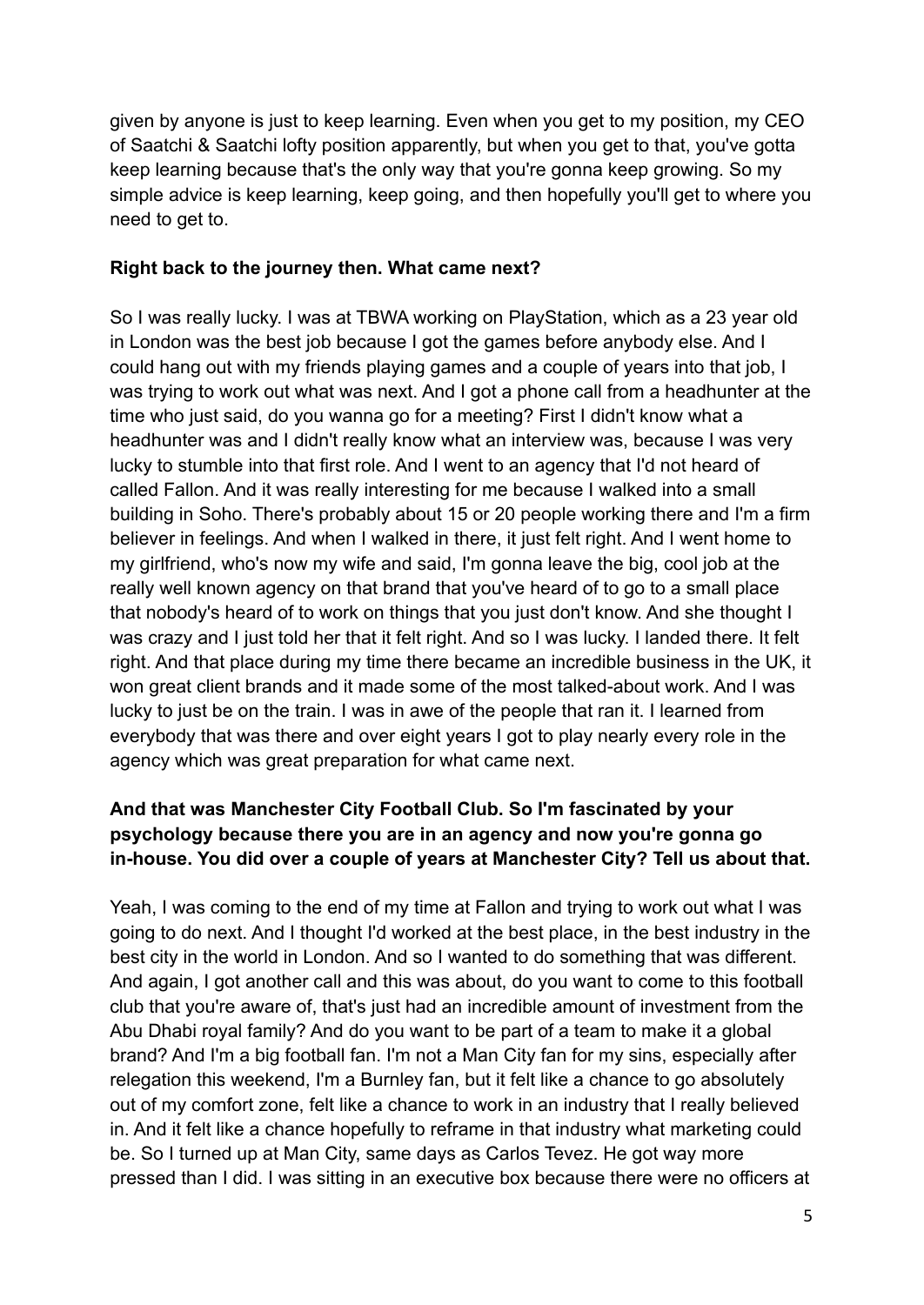given by anyone is just to keep learning. Even when you get to my position, my CEO of Saatchi & Saatchi lofty position apparently, but when you get to that, you've gotta keep learning because that's the only way that you're gonna keep growing. So my simple advice is keep learning, keep going, and then hopefully you'll get to where you need to get to.

**Right back to the journey then. What came next?**

So I was really lucky. I was at TBWA working on PlayStation, which as a 23 year old in London was the best job because I got the games before anybody else. And I could hang out with my friends playing games and a couple of years into that job, I was trying to work out what was next. And I got a phone call from a headhunter at the time who just said, do you wanna go for a meeting? First I didn't know what a headhunter was and I didn't really know what an interview was, because I was very lucky to stumble into that first role. And I went to an agency that I'd not heard of called Fallon. And it was really interesting for me because I walked into a small building in Soho. There's probably about 15 or 20 people working there and I'm a firm believer in feelings. And when I walked in there, it just felt right. And I went home to my girlfriend, who's now my wife and said, I'm gonna leave the big, cool job at the really well known agency on that brand that you've heard of to go to a small place that nobody's heard of to work on things that you just don't know. And she thought I was crazy and I just told her that it felt right. And so I was lucky. I landed there. It felt right. And that place during my time there became an incredible business in the UK, it won great client brands and it made some of the most talked-about work. And I was lucky to just be on the train. I was in awe of the people that ran it. I learned from everybody that was there and over eight years I got to play nearly every role in the agency which was great preparation for what came next.

**And that was Manchester City Football Club. So I'm fascinated by your psychology because there you are in an agency and now you're gonna go in-house. You did over a couple of years at Manchester City? Tell us about that.**

Yeah, I was coming to the end of my time at Fallon and trying to work out what I was going to do next. And I thought I'd worked at the best place, in the best industry in the best city in the world in London. And so I wanted to do something that was different. And again, I got another call and this was about, do you want to come to this football club that you're aware of, that's just had an incredible amount of investment from the Abu Dhabi royal family? And do you want to be part of a team to make it a global brand? And I'm a big football fan. I'm not a Man City fan for my sins, especially after relegation this weekend, I'm a Burnley fan, but it felt like a chance to go absolutely out of my comfort zone, felt like a chance to work in an industry that I really believed in. And it felt like a chance hopefully to reframe in that industry what marketing could be. So I turned up at Man City, same days as Carlos Tevez. He got way more pressed than I did. I was sitting in an executive box because there were no officers at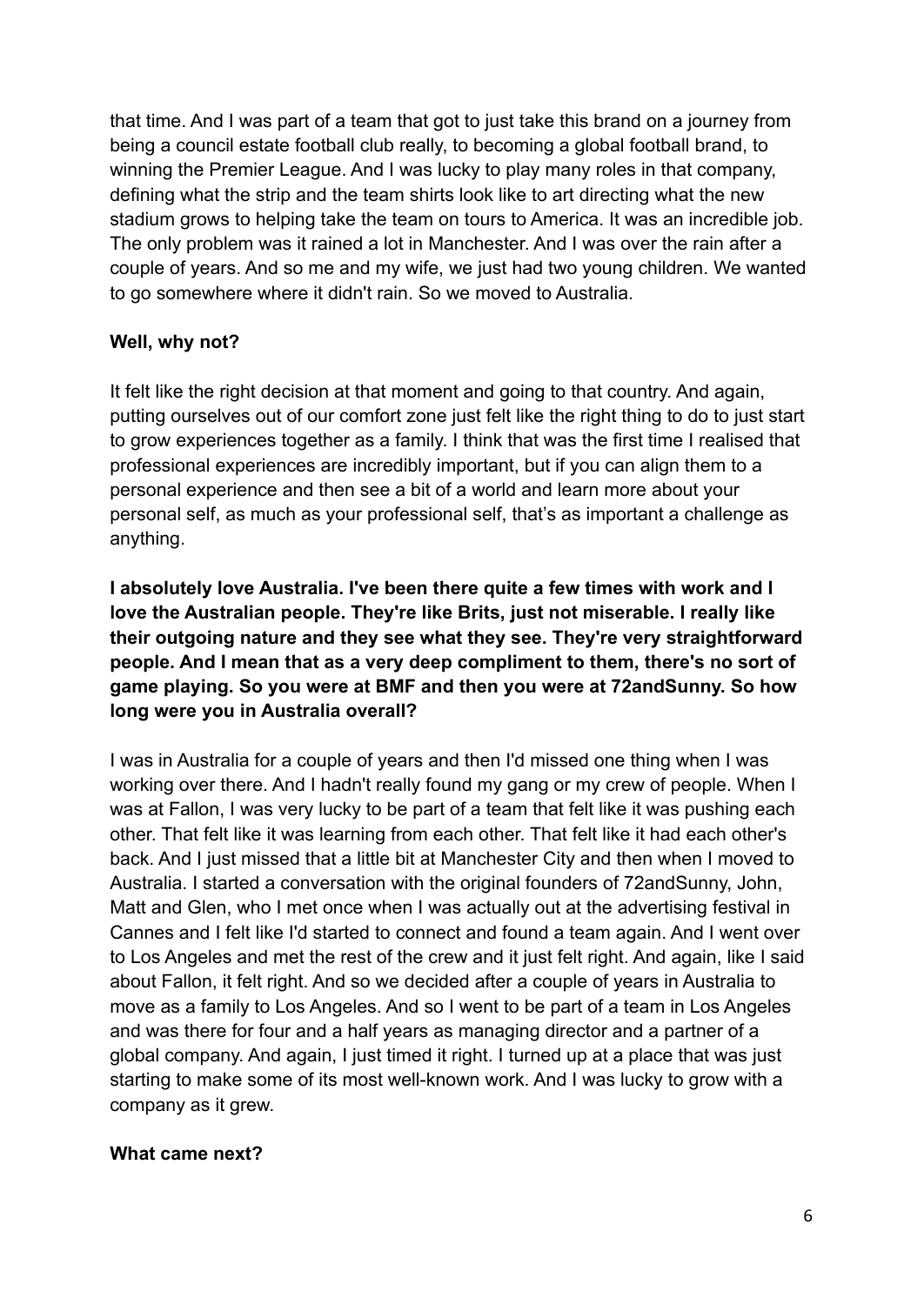that time. And I was part of a team that got to just take this brand on a journey from being a council estate football club really, to becoming a global football brand, to winning the Premier League. And I was lucky to play many roles in that company, defining what the strip and the team shirts look like to art directing what the new stadium grows to helping take the team on tours to America. It was an incredible job. The only problem was it rained a lot in Manchester. And I was over the rain after a couple of years. And so me and my wife, we just had two young children. We wanted to go somewhere where it didn't rain. So we moved to Australia.

**Well, why not?**

It felt like the right decision at that moment and going to that country. And again, putting ourselves out of our comfort zone just felt like the right thing to do to just start to grow experiences together as a family. I think that was the first time I realised that professional experiences are incredibly important, but if you can align them to a personal experience and then see a bit of a world and learn more about your personal self, as much as your professional self, that's as important a challenge as anything.

**I absolutely love Australia. I've been there quite a few times with work and I love the Australian people. They're like Brits, just not miserable. I really like their outgoing nature and they see what they see. They're very straightforward people. And I mean that as a very deep compliment to them, there's no sort of game playing. So you were at BMF and then you were at 72andSunny. So how long were you in Australia overall?**

I was in Australia for a couple of years and then I'd missed one thing when I was working over there. And I hadn't really found my gang or my crew of people. When I was at Fallon, I was very lucky to be part of a team that felt like it was pushing each other. That felt like it was learning from each other. That felt like it had each other's back. And I just missed that a little bit at Manchester City and then when I moved to Australia. I started a conversation with the original founders of 72andSunny, John, Matt and Glen, who I met once when I was actually out at the advertising festival in Cannes and I felt like I'd started to connect and found a team again. And I went over to Los Angeles and met the rest of the crew and it just felt right. And again, like I said about Fallon, it felt right. And so we decided after a couple of years in Australia to move as a family to Los Angeles. And so I went to be part of a team in Los Angeles and was there for four and a half years as managing director and a partner of a global company. And again, I just timed it right. I turned up at a place that was just starting to make some of its most well-known work. And I was lucky to grow with a company as it grew.

**What came next?**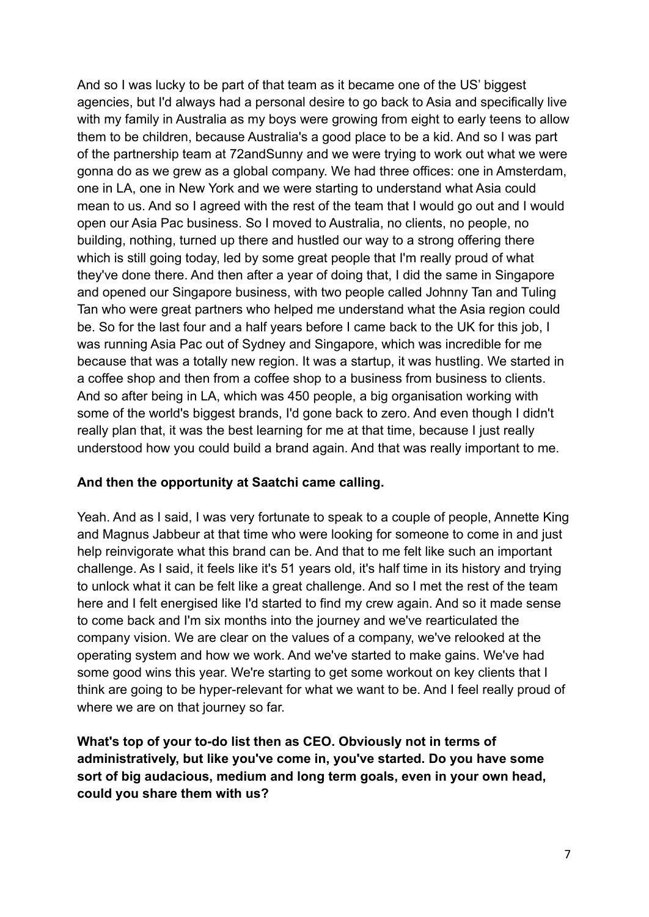And so I was lucky to be part of that team as it became one of the US' biggest agencies, but I'd always had a personal desire to go back to Asia and specifically live with my family in Australia as my boys were growing from eight to early teens to allow them to be children, because Australia's a good place to be a kid. And so I was part of the partnership team at 72andSunny and we were trying to work out what we were gonna do as we grew as a global company. We had three offices: one in Amsterdam, one in LA, one in New York and we were starting to understand what Asia could mean to us. And so I agreed with the rest of the team that I would go out and I would open our Asia Pac business. So I moved to Australia, no clients, no people, no building, nothing, turned up there and hustled our way to a strong offering there which is still going today, led by some great people that I'm really proud of what they've done there. And then after a year of doing that, I did the same in Singapore and opened our Singapore business, with two people called Johnny Tan and Tuling Tan who were great partners who helped me understand what the Asia region could be. So for the last four and a half years before I came back to the UK for this job, I was running Asia Pac out of Sydney and Singapore, which was incredible for me because that was a totally new region. It was a startup, it was hustling. We started in a coffee shop and then from a coffee shop to a business from business to clients. And so after being in LA, which was 450 people, a big organisation working with some of the world's biggest brands, I'd gone back to zero. And even though I didn't really plan that, it was the best learning for me at that time, because I just really understood how you could build a brand again. And that was really important to me.

**And then the opportunity at Saatchi came calling.**

Yeah. And as I said, I was very fortunate to speak to a couple of people, Annette King and Magnus Jabbeur at that time who were looking for someone to come in and just help reinvigorate what this brand can be. And that to me felt like such an important challenge. As I said, it feels like it's 51 years old, it's half time in its history and trying to unlock what it can be felt like a great challenge. And so I met the rest of the team here and I felt energised like I'd started to find my crew again. And so it made sense to come back and I'm six months into the journey and we've rearticulated the company vision. We are clear on the values of a company, we've relooked at the operating system and how we work. And we've started to make gains. We've had some good wins this year. We're starting to get some workout on key clients that I think are going to be hyper-relevant for what we want to be. And I feel really proud of where we are on that journey so far.

**What's top of your to-do list then as CEO. Obviously not in terms of administratively, but like you've come in, you've started. Do you have some sort of big audacious, medium and long term goals, even in your own head, could you share them with us?**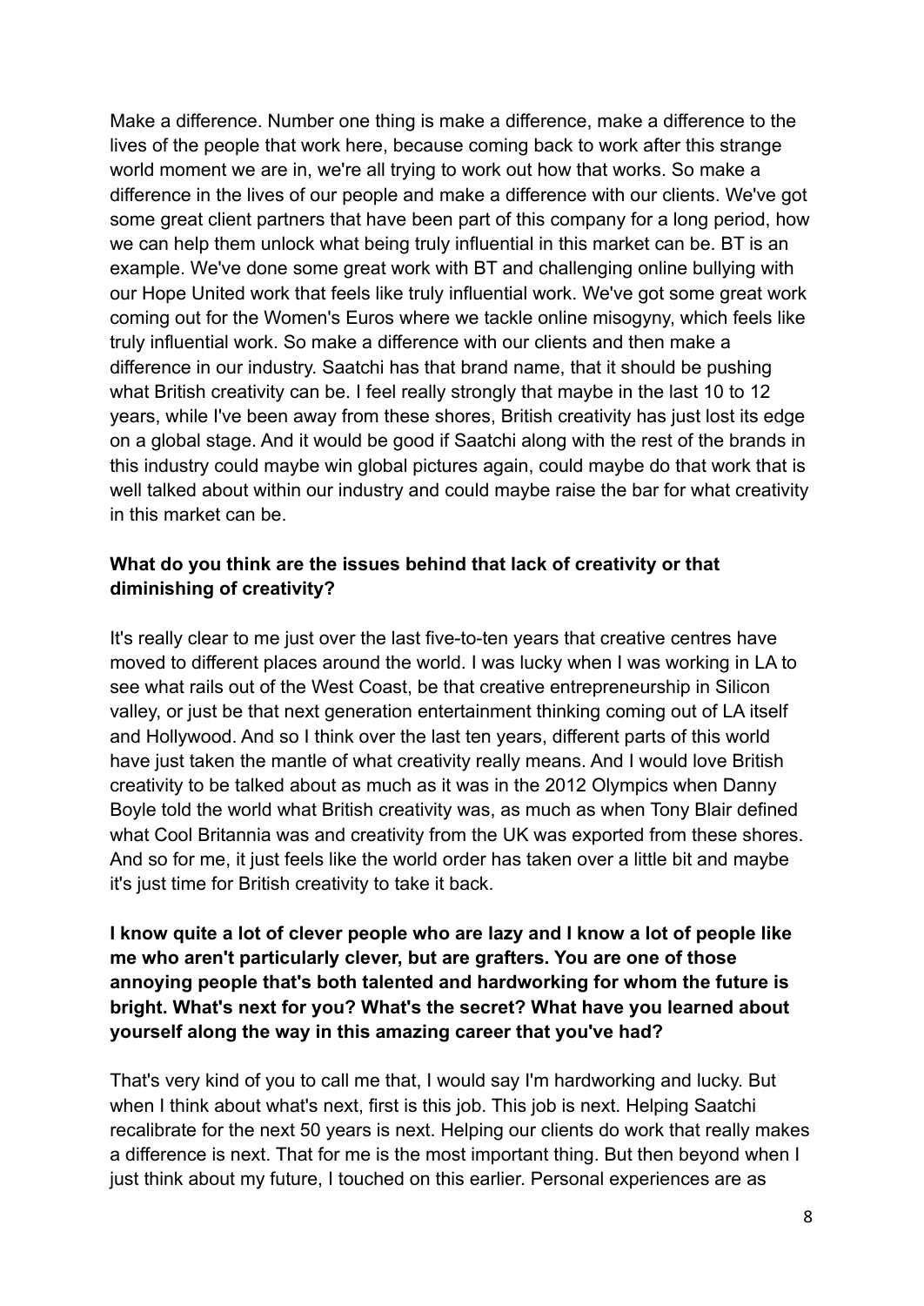Make a difference. Number one thing is make a difference, make a difference to the lives of the people that work here, because coming back to work after this strange world moment we are in, we're all trying to work out how that works. So make a difference in the lives of our people and make a difference with our clients. We've got some great client partners that have been part of this company for a long period, how we can help them unlock what being truly influential in this market can be. BT is an example. We've done some great work with BT and challenging online bullying with our Hope United work that feels like truly influential work. We've got some great work coming out for the Women's Euros where we tackle online misogyny, which feels like truly influential work. So make a difference with our clients and then make a difference in our industry. Saatchi has that brand name, that it should be pushing what British creativity can be. I feel really strongly that maybe in the last 10 to 12 years, while I've been away from these shores, British creativity has just lost its edge on a global stage. And it would be good if Saatchi along with the rest of the brands in this industry could maybe win global pictures again, could maybe do that work that is well talked about within our industry and could maybe raise the bar for what creativity in this market can be.

**What do you think are the issues behind that lack of creativity or that diminishing of creativity?**

It's really clear to me just over the last five-to-ten years that creative centres have moved to different places around the world. I was lucky when I was working in LA to see what rails out of the West Coast, be that creative entrepreneurship in Silicon valley, or just be that next generation entertainment thinking coming out of LA itself and Hollywood. And so I think over the last ten years, different parts of this world have just taken the mantle of what creativity really means. And I would love British creativity to be talked about as much as it was in the 2012 Olympics when Danny Boyle told the world what British creativity was, as much as when Tony Blair defined what Cool Britannia was and creativity from the UK was exported from these shores. And so for me, it just feels like the world order has taken over a little bit and maybe it's just time for British creativity to take it back.

**I know quite a lot of clever people who are lazy and I know a lot of people like me who aren't particularly clever, but are grafters. You are one of those annoying people that's both talented and hardworking for whom the future is bright. What's next for you? What's the secret? What have you learned about yourself along the way in this amazing career that you've had?**

That's very kind of you to call me that, I would say I'm hardworking and lucky. But when I think about what's next, first is this job. This job is next. Helping Saatchi recalibrate for the next 50 years is next. Helping our clients do work that really makes a difference is next. That for me is the most important thing. But then beyond when I just think about my future, I touched on this earlier. Personal experiences are as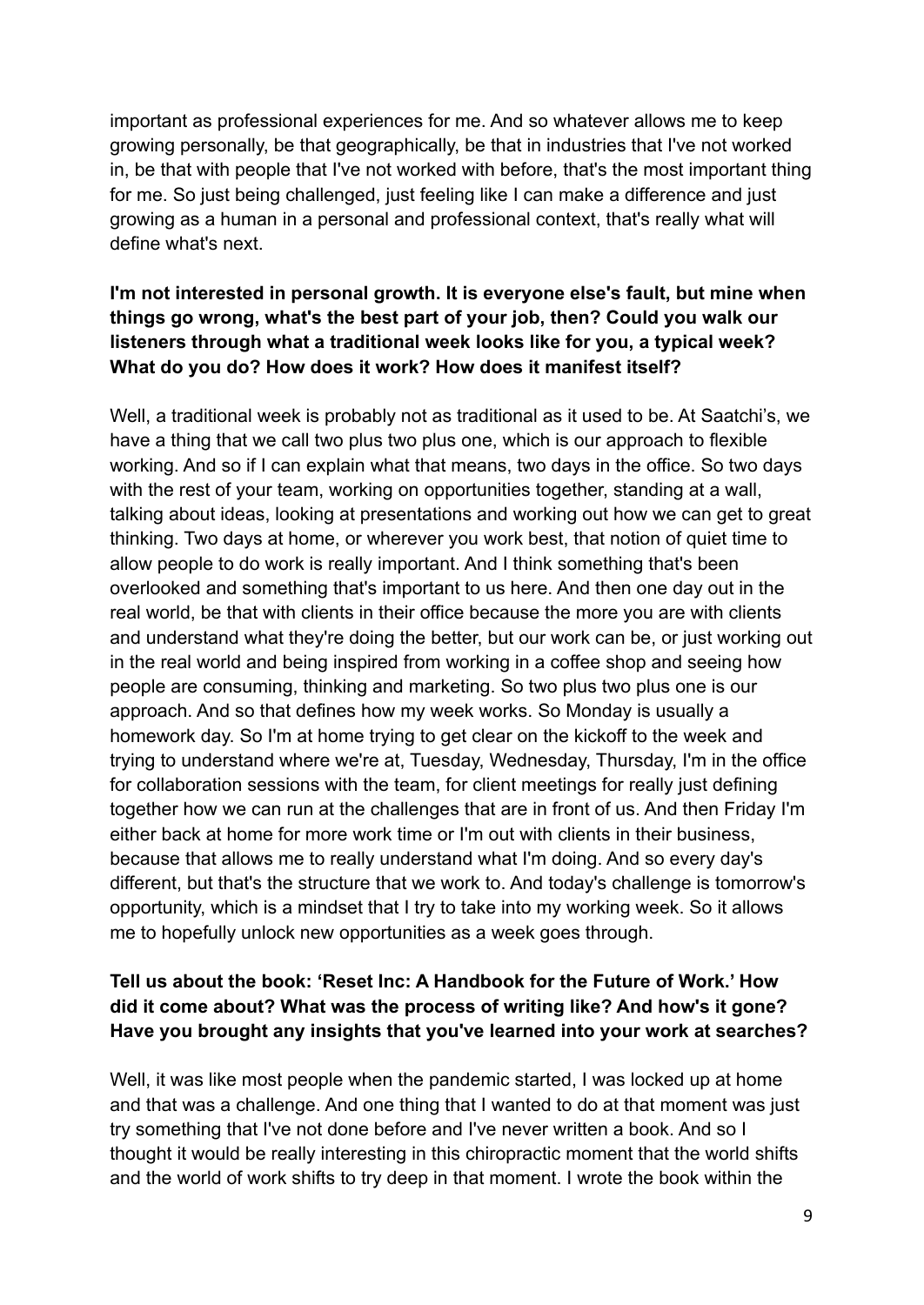important as professional experiences for me. And so whatever allows me to keep growing personally, be that geographically, be that in industries that I've not worked in, be that with people that I've not worked with before, that's the most important thing for me. So just being challenged, just feeling like I can make a difference and just growing as a human in a personal and professional context, that's really what will define what's next.

**I'm not interested in personal growth. It is everyone else's fault, but mine when things go wrong, what's the best part of your job, then? Could you walk our listeners through what a traditional week looks like for you, a typical week? What do you do? How does it work? How does it manifest itself?**

Well, a traditional week is probably not as traditional as it used to be. At Saatchi's, we have a thing that we call two plus two plus one, which is our approach to flexible working. And so if I can explain what that means, two days in the office. So two days with the rest of your team, working on opportunities together, standing at a wall, talking about ideas, looking at presentations and working out how we can get to great thinking. Two days at home, or wherever you work best, that notion of quiet time to allow people to do work is really important. And I think something that's been overlooked and something that's important to us here. And then one day out in the real world, be that with clients in their office because the more you are with clients and understand what they're doing the better, but our work can be, or just working out in the real world and being inspired from working in a coffee shop and seeing how people are consuming, thinking and marketing. So two plus two plus one is our approach. And so that defines how my week works. So Monday is usually a homework day. So I'm at home trying to get clear on the kickoff to the week and trying to understand where we're at, Tuesday, Wednesday, Thursday, I'm in the office for collaboration sessions with the team, for client meetings for really just defining together how we can run at the challenges that are in front of us. And then Friday I'm either back at home for more work time or I'm out with clients in their business, because that allows me to really understand what I'm doing. And so every day's different, but that's the structure that we work to. And today's challenge is tomorrow's opportunity, which is a mindset that I try to take into my working week. So it allows me to hopefully unlock new opportunities as a week goes through.

**Tell us about the book: 'Reset Inc: A Handbook for the Future of Work.' How did it come about? What was the process of writing like? And how's it gone? Have you brought any insights that you've learned into your work at searches?**

Well, it was like most people when the pandemic started, I was locked up at home and that was a challenge. And one thing that I wanted to do at that moment was just try something that I've not done before and I've never written a book. And so I thought it would be really interesting in this chiropractic moment that the world shifts and the world of work shifts to try deep in that moment. I wrote the book within the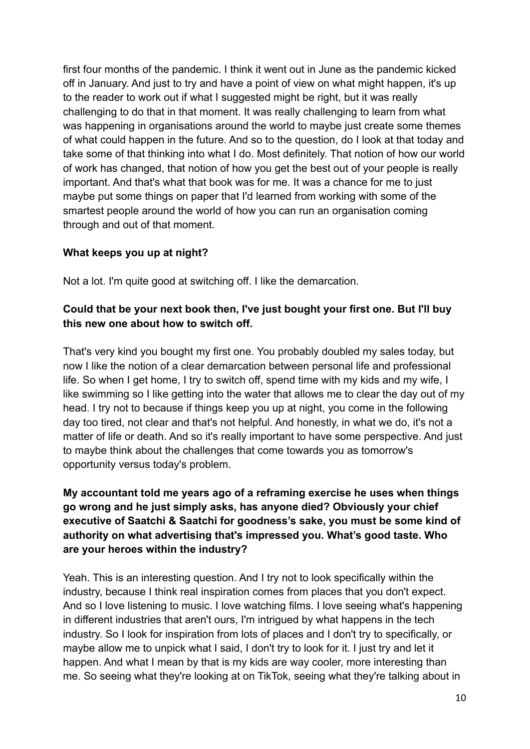first four months of the pandemic. I think it went out in June as the pandemic kicked off in January. And just to try and have a point of view on what might happen, it's up to the reader to work out if what I suggested might be right, but it was really challenging to do that in that moment. It was really challenging to learn from what was happening in organisations around the world to maybe just create some themes of what could happen in the future. And so to the question, do I look at that today and take some of that thinking into what I do. Most definitely. That notion of how our world of work has changed, that notion of how you get the best out of your people is really important. And that's what that book was for me. It was a chance for me to just maybe put some things on paper that I'd learned from working with some of the smartest people around the world of how you can run an organisation coming through and out of that moment.

**What keeps you up at night?**

Not a lot. I'm quite good at switching off. I like the demarcation.

**Could that be your next book then, I've just bought your first one. But I'll buy this new one about how to switch off.**

That's very kind you bought my first one. You probably doubled my sales today, but now I like the notion of a clear demarcation between personal life and professional life. So when I get home, I try to switch off, spend time with my kids and my wife, I like swimming so I like getting into the water that allows me to clear the day out of my head. I try not to because if things keep you up at night, you come in the following day too tired, not clear and that's not helpful. And honestly, in what we do, it's not a matter of life or death. And so it's really important to have some perspective. And just to maybe think about the challenges that come towards you as tomorrow's opportunity versus today's problem.

**My accountant told me years ago of a reframing exercise he uses when things go wrong and he just simply asks, has anyone died? Obviously your chief executive of Saatchi & Saatchi for goodness's sake, you must be some kind of authority on what advertising that's impressed you. What's good taste. Who are your heroes within the industry?**

Yeah. This is an interesting question. And I try not to look specifically within the industry, because I think real inspiration comes from places that you don't expect. And so I love listening to music. I love watching films. I love seeing what's happening in different industries that aren't ours, I'm intrigued by what happens in the tech industry. So I look for inspiration from lots of places and I don't try to specifically, or maybe allow me to unpick what I said, I don't try to look for it. I just try and let it happen. And what I mean by that is my kids are way cooler, more interesting than me. So seeing what they're looking at on TikTok, seeing what they're talking about in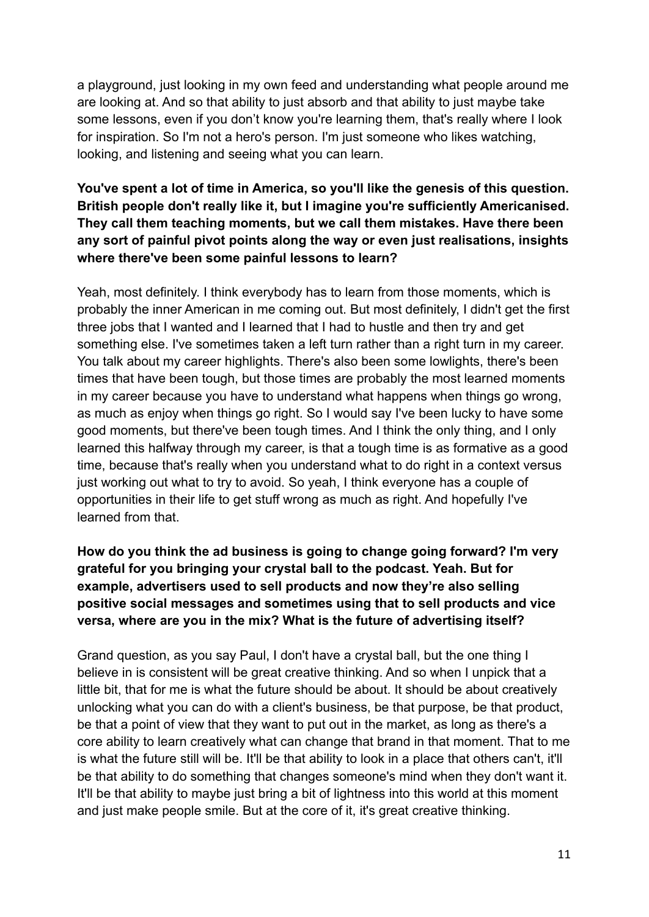a playground, just looking in my own feed and understanding what people around me are looking at. And so that ability to just absorb and that ability to just maybe take some lessons, even if you don't know you're learning them, that's really where I look for inspiration. So I'm not a hero's person. I'm just someone who likes watching, looking, and listening and seeing what you can learn.

**You've spent a lot of time in America, so you'll like the genesis of this question. British people don't really like it, but I imagine you're sufficiently Americanised. They call them teaching moments, but we call them mistakes. Have there been any sort of painful pivot points along the way or even just realisations, insights where there've been some painful lessons to learn?**

Yeah, most definitely. I think everybody has to learn from those moments, which is probably the inner American in me coming out. But most definitely, I didn't get the first three jobs that I wanted and I learned that I had to hustle and then try and get something else. I've sometimes taken a left turn rather than a right turn in my career. You talk about my career highlights. There's also been some lowlights, there's been times that have been tough, but those times are probably the most learned moments in my career because you have to understand what happens when things go wrong, as much as enjoy when things go right. So I would say I've been lucky to have some good moments, but there've been tough times. And I think the only thing, and I only learned this halfway through my career, is that a tough time is as formative as a good time, because that's really when you understand what to do right in a context versus just working out what to try to avoid. So yeah, I think everyone has a couple of opportunities in their life to get stuff wrong as much as right. And hopefully I've learned from that.

**How do you think the ad business is going to change going forward? I'm very grateful for you bringing your crystal ball to the podcast. Yeah. But for example, advertisers used to sell products and now they're also selling positive social messages and sometimes using that to sell products and vice versa, where are you in the mix? What is the future of advertising itself?**

Grand question, as you say Paul, I don't have a crystal ball, but the one thing I believe in is consistent will be great creative thinking. And so when I unpick that a little bit, that for me is what the future should be about. It should be about creatively unlocking what you can do with a client's business, be that purpose, be that product, be that a point of view that they want to put out in the market, as long as there's a core ability to learn creatively what can change that brand in that moment. That to me is what the future still will be. It'll be that ability to look in a place that others can't, it'll be that ability to do something that changes someone's mind when they don't want it. It'll be that ability to maybe just bring a bit of lightness into this world at this moment and just make people smile. But at the core of it, it's great creative thinking.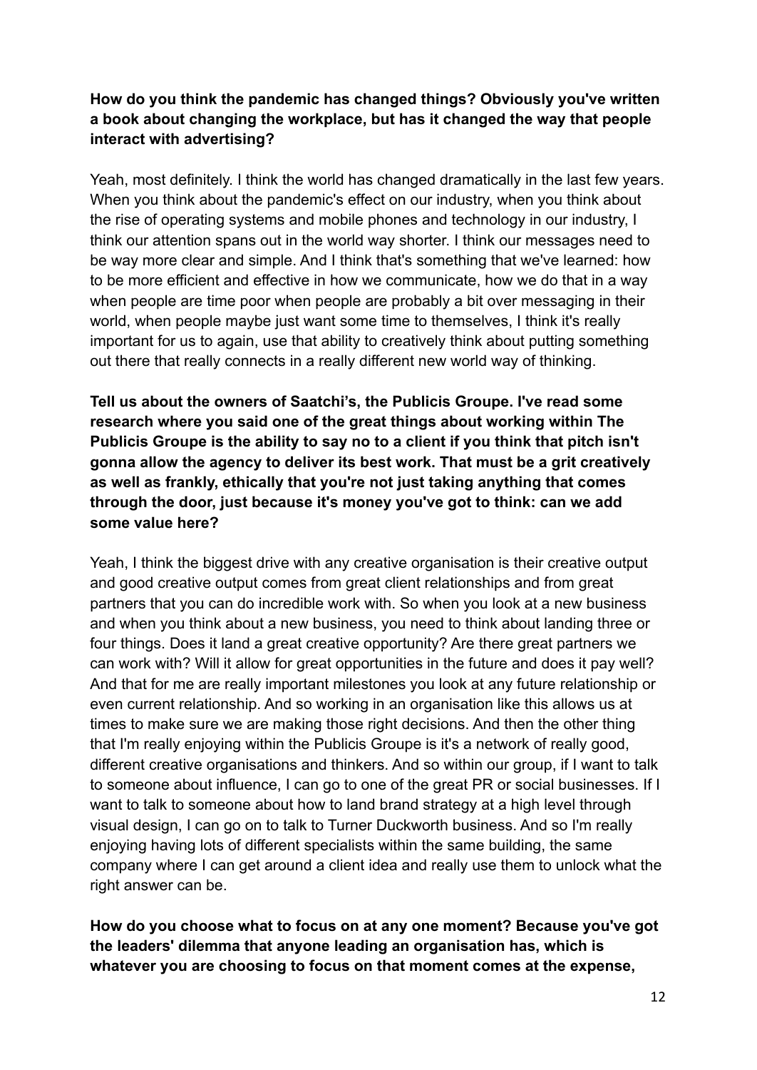**How do you think the pandemic has changed things? Obviously you've written a book about changing the workplace, but has it changed the way that people interact with advertising?**

Yeah, most definitely. I think the world has changed dramatically in the last few years. When you think about the pandemic's effect on our industry, when you think about the rise of operating systems and mobile phones and technology in our industry, I think our attention spans out in the world way shorter. I think our messages need to be way more clear and simple. And I think that's something that we've learned: how to be more efficient and effective in how we communicate, how we do that in a way when people are time poor when people are probably a bit over messaging in their world, when people maybe just want some time to themselves, I think it's really important for us to again, use that ability to creatively think about putting something out there that really connects in a really different new world way of thinking.

**Tell us about the owners of Saatchi's, the Publicis Groupe. I've read some research where you said one of the great things about working within The Publicis Groupe is the ability to say no to a client if you think that pitch isn't gonna allow the agency to deliver its best work. That must be a grit creatively as well as frankly, ethically that you're not just taking anything that comes through the door, just because it's money you've got to think: can we add some value here?**

Yeah, I think the biggest drive with any creative organisation is their creative output and good creative output comes from great client relationships and from great partners that you can do incredible work with. So when you look at a new business and when you think about a new business, you need to think about landing three or four things. Does it land a great creative opportunity? Are there great partners we can work with? Will it allow for great opportunities in the future and does it pay well? And that for me are really important milestones you look at any future relationship or even current relationship. And so working in an organisation like this allows us at times to make sure we are making those right decisions. And then the other thing that I'm really enjoying within the Publicis Groupe is it's a network of really good, different creative organisations and thinkers. And so within our group, if I want to talk to someone about influence, I can go to one of the great PR or social businesses. If I want to talk to someone about how to land brand strategy at a high level through visual design, I can go on to talk to Turner Duckworth business. And so I'm really enjoying having lots of different specialists within the same building, the same company where I can get around a client idea and really use them to unlock what the right answer can be.

**How do you choose what to focus on at any one moment? Because you've got the leaders' dilemma that anyone leading an organisation has, which is whatever you are choosing to focus on that moment comes at the expense,**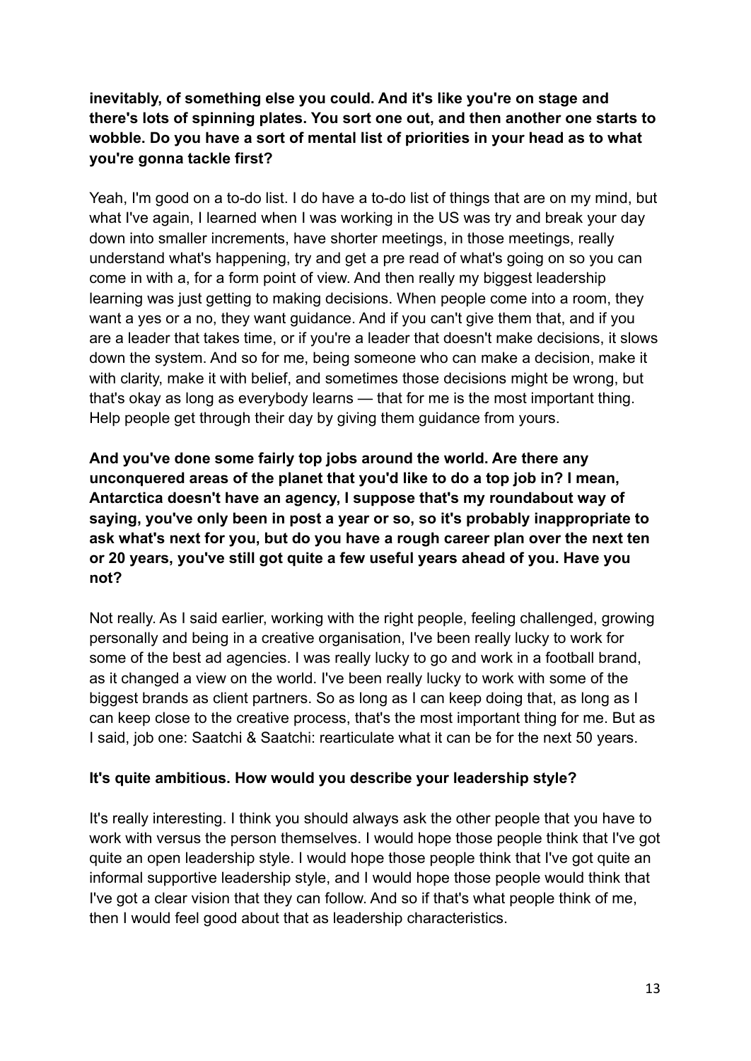**inevitably, of something else you could. And it's like you're on stage and there's lots of spinning plates. You sort one out, and then another one starts to wobble. Do you have a sort of mental list of priorities in your head as to what you're gonna tackle first?**

Yeah, I'm good on a to-do list. I do have a to-do list of things that are on my mind, but what I've again, I learned when I was working in the US was try and break your day down into smaller increments, have shorter meetings, in those meetings, really understand what's happening, try and get a pre read of what's going on so you can come in with a, for a form point of view. And then really my biggest leadership learning was just getting to making decisions. When people come into a room, they want a yes or a no, they want guidance. And if you can't give them that, and if you are a leader that takes time, or if you're a leader that doesn't make decisions, it slows down the system. And so for me, being someone who can make a decision, make it with clarity, make it with belief, and sometimes those decisions might be wrong, but that's okay as long as everybody learns — that for me is the most important thing. Help people get through their day by giving them guidance from yours.

**And you've done some fairly top jobs around the world. Are there any unconquered areas of the planet that you'd like to do a top job in? I mean, Antarctica doesn't have an agency, I suppose that's my roundabout way of saying, you've only been in post a year or so, so it's probably inappropriate to ask what's next for you, but do you have a rough career plan over the next ten or 20 years, you've still got quite a few useful years ahead of you. Have you not?**

Not really. As I said earlier, working with the right people, feeling challenged, growing personally and being in a creative organisation, I've been really lucky to work for some of the best ad agencies. I was really lucky to go and work in a football brand, as it changed a view on the world. I've been really lucky to work with some of the biggest brands as client partners. So as long as I can keep doing that, as long as I can keep close to the creative process, that's the most important thing for me. But as I said, job one: Saatchi & Saatchi: rearticulate what it can be for the next 50 years.

**It's quite ambitious. How would you describe your leadership style?**

It's really interesting. I think you should always ask the other people that you have to work with versus the person themselves. I would hope those people think that I've got quite an open leadership style. I would hope those people think that I've got quite an informal supportive leadership style, and I would hope those people would think that I've got a clear vision that they can follow. And so if that's what people think of me, then I would feel good about that as leadership characteristics.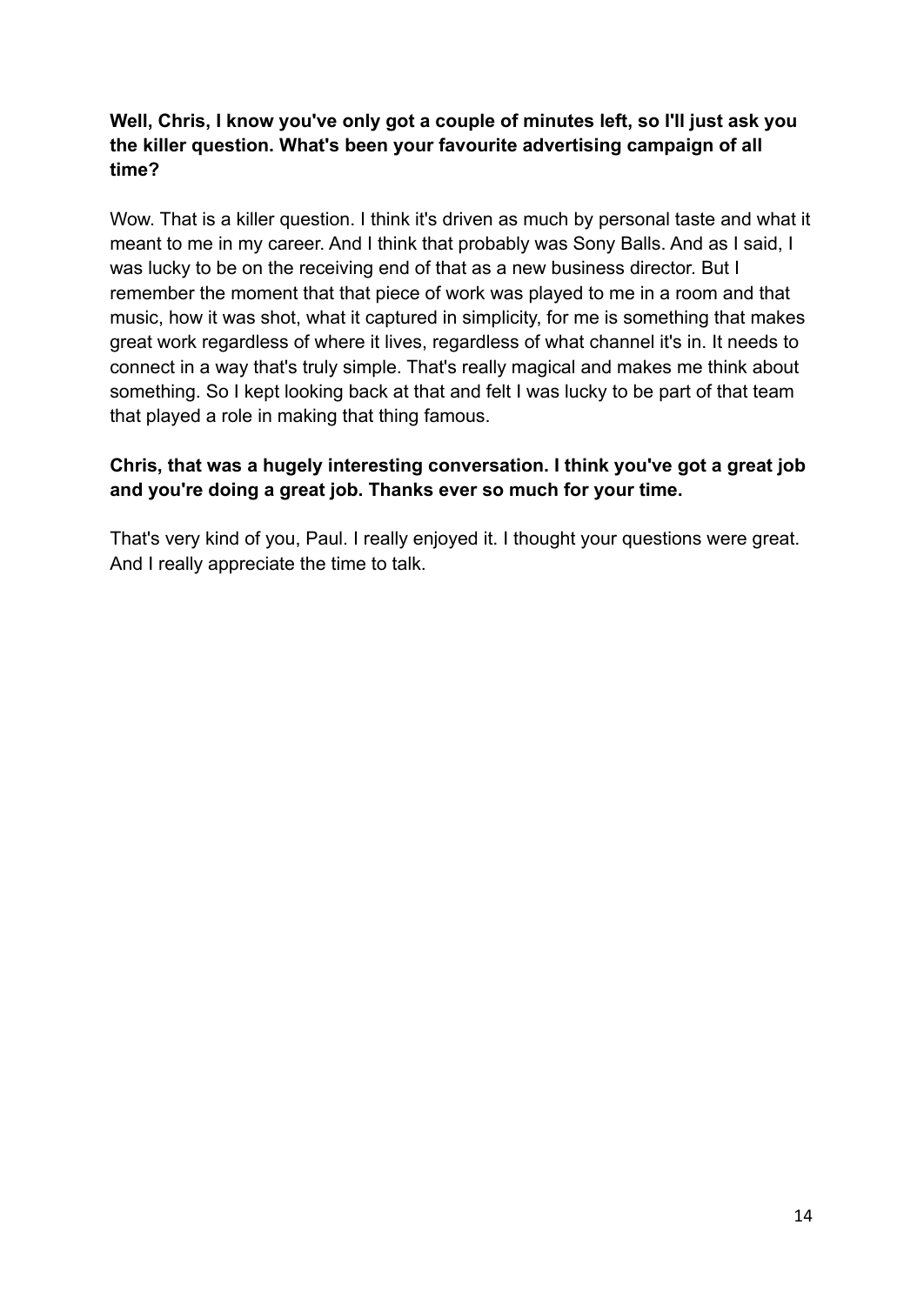**Well, Chris, I know you've only got a couple of minutes left, so I'll just ask you the killer question. What's been your favourite advertising campaign of all time?**

Wow. That is a killer question. I think it's driven as much by personal taste and what it meant to me in my career. And I think that probably was Sony Balls. And as I said, I was lucky to be on the receiving end of that as a new business director. But I remember the moment that that piece of work was played to me in a room and that music, how it was shot, what it captured in simplicity, for me is something that makes great work regardless of where it lives, regardless of what channel it's in. It needs to connect in a way that's truly simple. That's really magical and makes me think about something. So I kept looking back at that and felt I was lucky to be part of that team that played a role in making that thing famous.

**Chris, that was a hugely interesting conversation. I think you've got a great job and you're doing a great job. Thanks ever so much for your time.**

That's very kind of you, Paul. I really enjoyed it. I thought your questions were great. And I really appreciate the time to talk.